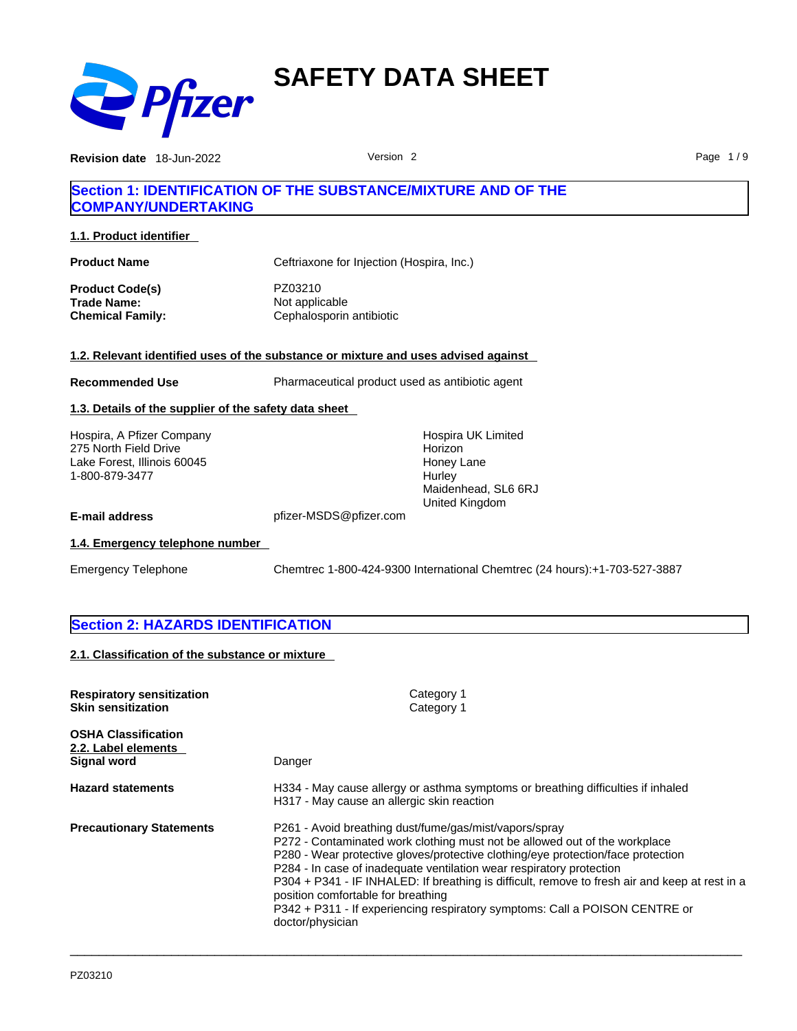# SAFETY DATA SHEET

**Revision date** 18-Jun-2022 Version 2

## Section 1: IDENTIFICATION OF THE SUBSTANCE/MIXTURE AND OF THE COMPANY/UNDERTAKING

### 1.1. Product identifier

**Product Name** Ceftriaxone for Injection (Hospira, Inc.)

**Product Code(s)** PZ03210
**Trade Name:** Not applicable
**Chemical Family:** Cephalosporin antibiotic

### 1.2. Relevant identified uses of the substance or mixture and uses advised against

**Recommended Use** Pharmaceutical product used as antibiotic agent

### 1.3. Details of the supplier of the safety data sheet

Hospira, A Pfizer Company
275 North Field Drive
Lake Forest, Illinois 60045
1-800-879-3477

Hospira UK Limited
Horizon
Honey Lane
Hurley
Maidenhead, SL6 6RJ
United Kingdom

**E-mail address** pfizer-MSDS@pfizer.com

### 1.4. Emergency telephone number

Emergency Telephone Chemtrec 1-800-424-9300 International Chemtrec (24 hours):+1-703-527-3887

## Section 2: HAZARDS IDENTIFICATION

### 2.1. Classification of the substance or mixture

**Respiratory sensitization** Category 1
**Skin sensitization** Category 1

**OSHA Classification**

### 2.2. Label elements

**Signal word** Danger

**Hazard statements**
H334 - May cause allergy or asthma symptoms or breathing difficulties if inhaled
H317 - May cause an allergic skin reaction

**Precautionary Statements**
P261 - Avoid breathing dust/fume/gas/mist/vapors/spray
P272 - Contaminated work clothing must not be allowed out of the workplace
P280 - Wear protective gloves/protective clothing/eye protection/face protection
P284 - In case of inadequate ventilation wear respiratory protection
P304 + P341 - IF INHALED: If breathing is difficult, remove to fresh air and keep at rest in a position comfortable for breathing
P342 + P311 - If experiencing respiratory symptoms: Call a POISON CENTRE or doctor/physician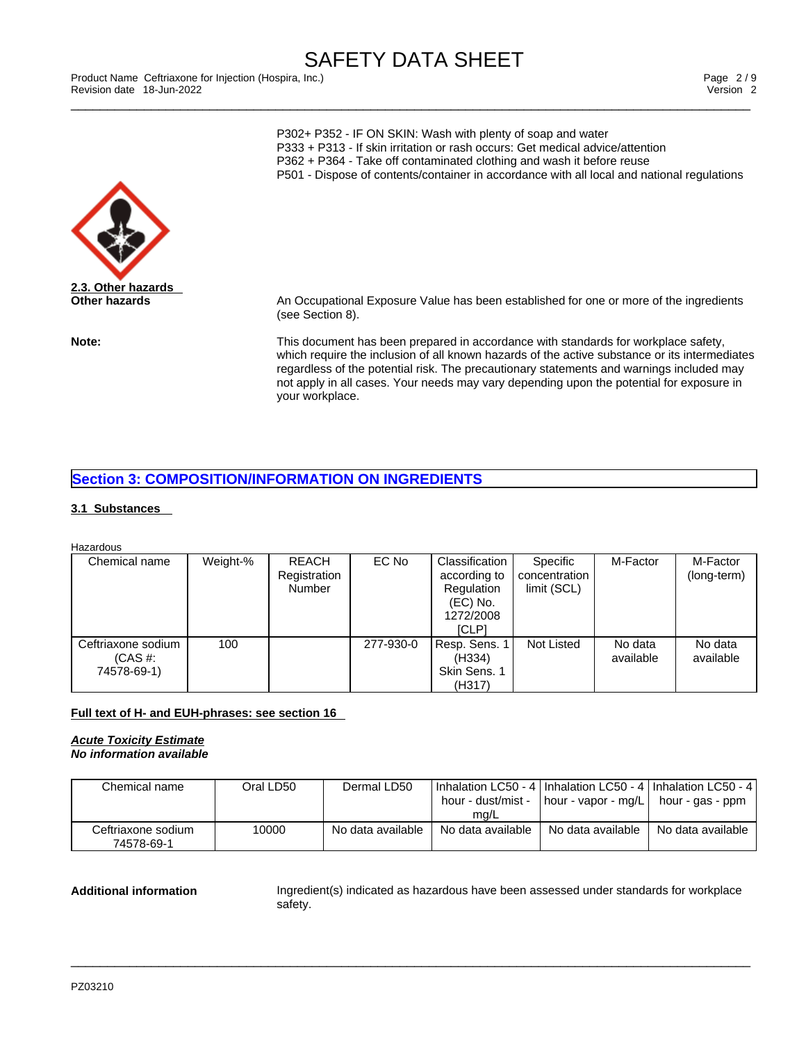P302+ P352 - IF ON SKIN: Wash with plenty of soap and water
P333 + P313 - If skin irritation or rash occurs: Get medical advice/attention
P362 + P364 - Take off contaminated clothing and wash it before reuse
P501 - Dispose of contents/container in accordance with all local and national regulations

**2.3. Other hazards**

**Other hazards**

An Occupational Exposure Value has been established for one or more of the ingredients (see Section 8).

**Note:**

This document has been prepared in accordance with standards for workplace safety, which require the inclusion of all known hazards of the active substance or its intermediates regardless of the potential risk. The precautionary statements and warnings included may not apply in all cases. Your needs may vary depending upon the potential for exposure in your workplace.

## Section 3: COMPOSITION/INFORMATION ON INGREDIENTS

**3.1 Substances**

Hazardous

| Chemical name | Weight-% | REACH Registration Number | EC No | Classification according to Regulation (EC) No. 1272/2008 [CLP] | Specific concentration limit (SCL) | M-Factor | M-Factor (long-term) |
|---|---|---|---|---|---|---|---|
| Ceftriaxone sodium (CAS #: 74578-69-1) | 100 | | 277-930-0 | Resp. Sens. 1 (H334) Skin Sens. 1 (H317) | Not Listed | No data available | No data available |

**Full text of H- and EUH-phrases: see section 16**

***Acute Toxicity Estimate***
***No information available***

| Chemical name | Oral LD50 | Dermal LD50 | Inhalation LC50 - 4 hour - dust/mist - mg/L | Inhalation LC50 - 4 hour - vapor - mg/L | Inhalation LC50 - 4 hour - gas - ppm |
|---|---|---|---|---|---|
| Ceftriaxone sodium 74578-69-1 | 10000 | No data available | No data available | No data available | No data available |

**Additional information**

Ingredient(s) indicated as hazardous have been assessed under standards for workplace safety.

PZ03210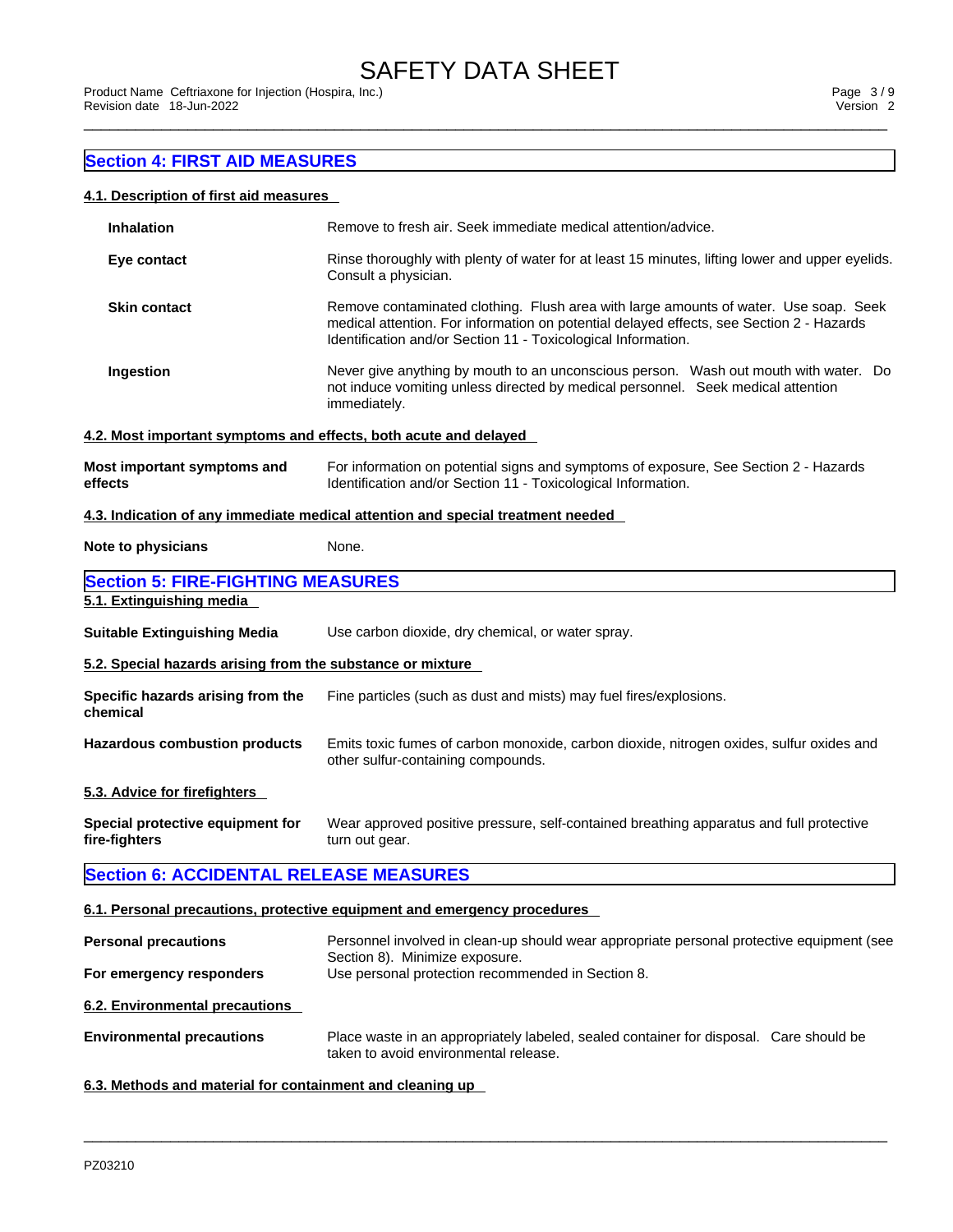## Section 4: FIRST AID MEASURES

### 4.1. Description of first aid measures

| | |
|---|---|
| **Inhalation** | Remove to fresh air. Seek immediate medical attention/advice. |
| **Eye contact** | Rinse thoroughly with plenty of water for at least 15 minutes, lifting lower and upper eyelids. Consult a physician. |
| **Skin contact** | Remove contaminated clothing. Flush area with large amounts of water. Use soap. Seek medical attention. For information on potential delayed effects, see Section 2 - Hazards Identification and/or Section 11 - Toxicological Information. |
| **Ingestion** | Never give anything by mouth to an unconscious person. Wash out mouth with water. Do not induce vomiting unless directed by medical personnel. Seek medical attention immediately. |

### 4.2. Most important symptoms and effects, both acute and delayed

| | |
|---|---|
| **Most important symptoms and effects** | For information on potential signs and symptoms of exposure, See Section 2 - Hazards Identification and/or Section 11 - Toxicological Information. |

### 4.3. Indication of any immediate medical attention and special treatment needed

| | |
|---|---|
| **Note to physicians** | None. |

## Section 5: FIRE-FIGHTING MEASURES

### 5.1. Extinguishing media

| | |
|---|---|
| **Suitable Extinguishing Media** | Use carbon dioxide, dry chemical, or water spray. |

### 5.2. Special hazards arising from the substance or mixture

| | |
|---|---|
| **Specific hazards arising from the chemical** | Fine particles (such as dust and mists) may fuel fires/explosions. |
| **Hazardous combustion products** | Emits toxic fumes of carbon monoxide, carbon dioxide, nitrogen oxides, sulfur oxides and other sulfur-containing compounds. |

### 5.3. Advice for firefighters

| | |
|---|---|
| **Special protective equipment for fire-fighters** | Wear approved positive pressure, self-contained breathing apparatus and full protective turn out gear. |

## Section 6: ACCIDENTAL RELEASE MEASURES

### 6.1. Personal precautions, protective equipment and emergency procedures

| | |
|---|---|
| **Personal precautions** | Personnel involved in clean-up should wear appropriate personal protective equipment (see Section 8). Minimize exposure. |
| **For emergency responders** | Use personal protection recommended in Section 8. |

### 6.2. Environmental precautions

| | |
|---|---|
| **Environmental precautions** | Place waste in an appropriately labeled, sealed container for disposal. Care should be taken to avoid environmental release. |

### 6.3. Methods and material for containment and cleaning up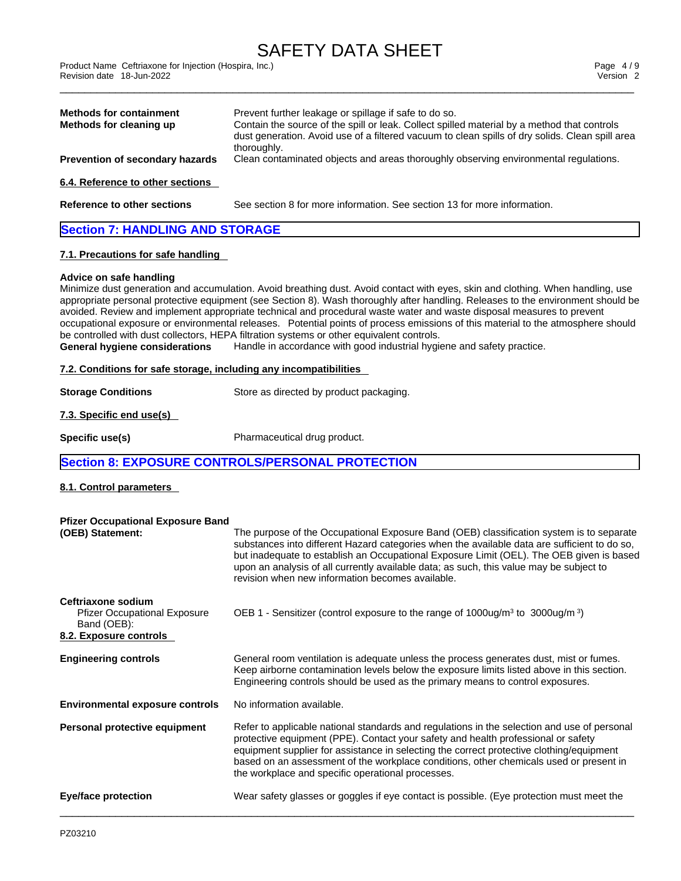**Methods for containment** Prevent further leakage or spillage if safe to do so.

**Methods for cleaning up** Contain the source of the spill or leak. Collect spilled material by a method that controls dust generation. Avoid use of a filtered vacuum to clean spills of dry solids. Clean spill area thoroughly.

**Prevention of secondary hazards** Clean contaminated objects and areas thoroughly observing environmental regulations.

**6.4. Reference to other sections**

**Reference to other sections** See section 8 for more information. See section 13 for more information.

## Section 7: HANDLING AND STORAGE

**7.1. Precautions for safe handling**

**Advice on safe handling**

Minimize dust generation and accumulation. Avoid breathing dust. Avoid contact with eyes, skin and clothing. When handling, use appropriate personal protective equipment (see Section 8). Wash thoroughly after handling. Releases to the environment should be avoided. Review and implement appropriate technical and procedural waste water and waste disposal measures to prevent occupational exposure or environmental releases. Potential points of process emissions of this material to the atmosphere should be controlled with dust collectors, HEPA filtration systems or other equivalent controls.

**General hygiene considerations** Handle in accordance with good industrial hygiene and safety practice.

**7.2. Conditions for safe storage, including any incompatibilities**

**Storage Conditions** Store as directed by product packaging.

**7.3. Specific end use(s)**

**Specific use(s)** Pharmaceutical drug product.

## Section 8: EXPOSURE CONTROLS/PERSONAL PROTECTION

**8.1. Control parameters**

**Pfizer Occupational Exposure Band (OEB) Statement:** The purpose of the Occupational Exposure Band (OEB) classification system is to separate substances into different Hazard categories when the available data are sufficient to do so, but inadequate to establish an Occupational Exposure Limit (OEL). The OEB given is based upon an analysis of all currently available data; as such, this value may be subject to revision when new information becomes available.

**Ceftriaxone sodium**

Pfizer Occupational Exposure Band (OEB): OEB 1 - Sensitizer (control exposure to the range of 1000ug/m³ to 3000ug/m ³)

**8.2. Exposure controls**

**Engineering controls** General room ventilation is adequate unless the process generates dust, mist or fumes. Keep airborne contamination levels below the exposure limits listed above in this section. Engineering controls should be used as the primary means to control exposures.

**Environmental exposure controls** No information available.

**Personal protective equipment** Refer to applicable national standards and regulations in the selection and use of personal protective equipment (PPE). Contact your safety and health professional or safety equipment supplier for assistance in selecting the correct protective clothing/equipment based on an assessment of the workplace conditions, other chemicals used or present in the workplace and specific operational processes.

**Eye/face protection** Wear safety glasses or goggles if eye contact is possible. (Eye protection must meet the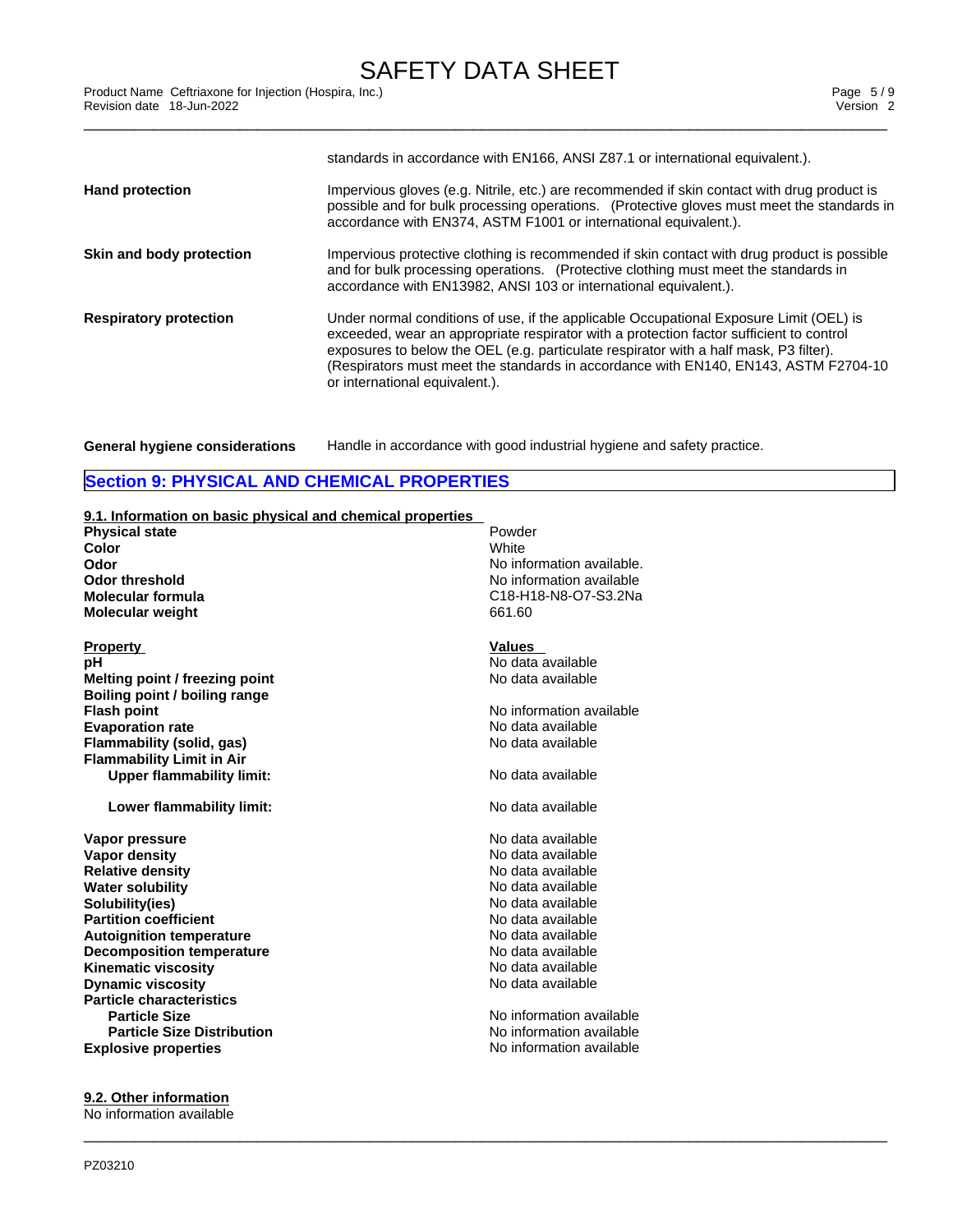standards in accordance with EN166, ANSI Z87.1 or international equivalent.).

| | |
|---|---|
| **Hand protection** | Impervious gloves (e.g. Nitrile, etc.) are recommended if skin contact with drug product is possible and for bulk processing operations. (Protective gloves must meet the standards in accordance with EN374, ASTM F1001 or international equivalent.). |
| **Skin and body protection** | Impervious protective clothing is recommended if skin contact with drug product is possible and for bulk processing operations. (Protective clothing must meet the standards in accordance with EN13982, ANSI 103 or international equivalent.). |
| **Respiratory protection** | Under normal conditions of use, if the applicable Occupational Exposure Limit (OEL) is exceeded, wear an appropriate respirator with a protection factor sufficient to control exposures to below the OEL (e.g. particulate respirator with a half mask, P3 filter). (Respirators must meet the standards in accordance with EN140, EN143, ASTM F2704-10 or international equivalent.). |
| **General hygiene considerations** | Handle in accordance with good industrial hygiene and safety practice. |

## Section 9: PHYSICAL AND CHEMICAL PROPERTIES

### 9.1. Information on basic physical and chemical properties

| | |
|---|---|
| **Physical state** | Powder |
| **Color** | White |
| **Odor** | No information available. |
| **Odor threshold** | No information available |
| **Molecular formula** | C18-H18-N8-O7-S3.2Na |
| **Molecular weight** | 661.60 |

| **Property** | **Values** |
|---|---|
| **pH** | No data available |
| **Melting point / freezing point** | No data available |
| **Boiling point / boiling range** | |
| **Flash point** | No information available |
| **Evaporation rate** | No data available |
| **Flammability (solid, gas)** | No data available |
| **Flammability Limit in Air** | |
| **Upper flammability limit:** | No data available |
| **Lower flammability limit:** | No data available |
| **Vapor pressure** | No data available |
| **Vapor density** | No data available |
| **Relative density** | No data available |
| **Water solubility** | No data available |
| **Solubility(ies)** | No data available |
| **Partition coefficient** | No data available |
| **Autoignition temperature** | No data available |
| **Decomposition temperature** | No data available |
| **Kinematic viscosity** | No data available |
| **Dynamic viscosity** | No data available |
| **Particle characteristics** | |
| **Particle Size** | No information available |
| **Particle Size Distribution** | No information available |
| **Explosive properties** | No information available |

### 9.2. Other information

No information available

PZ03210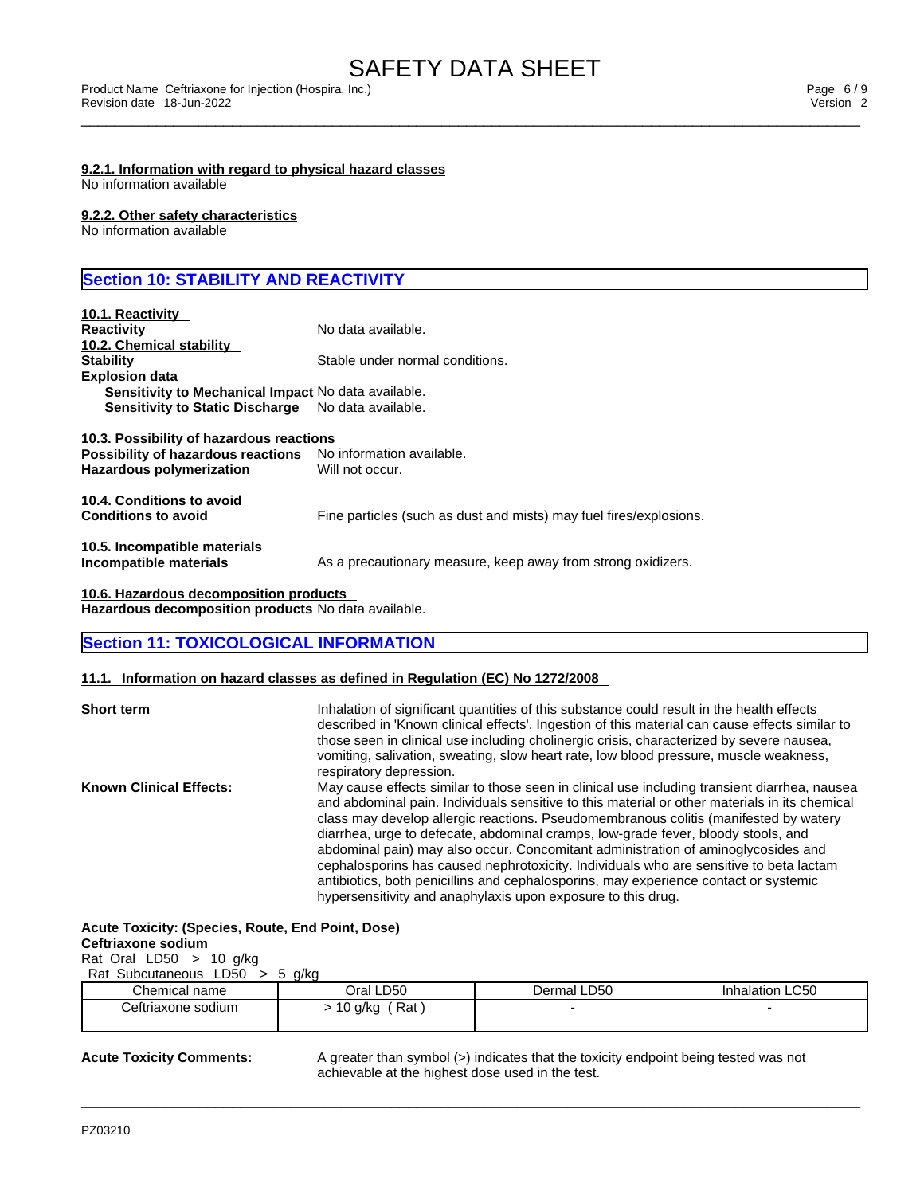#### 9.2.1. Information with regard to physical hazard classes
No information available

#### 9.2.2. Other safety characteristics
No information available

## Section 10: STABILITY AND REACTIVITY

**10.1. Reactivity**
**Reactivity** No data available.
**10.2. Chemical stability**
**Stability** Stable under normal conditions.
**Explosion data**
**Sensitivity to Mechanical Impact** No data available.
**Sensitivity to Static Discharge** No data available.

**10.3. Possibility of hazardous reactions**
**Possibility of hazardous reactions** No information available.
**Hazardous polymerization** Will not occur.

**10.4. Conditions to avoid**
**Conditions to avoid** Fine particles (such as dust and mists) may fuel fires/explosions.

**10.5. Incompatible materials**
**Incompatible materials** As a precautionary measure, keep away from strong oxidizers.

**10.6. Hazardous decomposition products**
**Hazardous decomposition products** No data available.

## Section 11: TOXICOLOGICAL INFORMATION

**11.1. Information on hazard classes as defined in Regulation (EC) No 1272/2008**

**Short term** Inhalation of significant quantities of this substance could result in the health effects described in 'Known clinical effects'. Ingestion of this material can cause effects similar to those seen in clinical use including cholinergic crisis, characterized by severe nausea, vomiting, salivation, sweating, slow heart rate, low blood pressure, muscle weakness, respiratory depression.

**Known Clinical Effects:** May cause effects similar to those seen in clinical use including transient diarrhea, nausea and abdominal pain. Individuals sensitive to this material or other materials in its chemical class may develop allergic reactions. Pseudomembranous colitis (manifested by watery diarrhea, urge to defecate, abdominal cramps, low-grade fever, bloody stools, and abdominal pain) may also occur. Concomitant administration of aminoglycosides and cephalosporins has caused nephrotoxicity. Individuals who are sensitive to beta lactam antibiotics, both penicillins and cephalosporins, may experience contact or systemic hypersensitivity and anaphylaxis upon exposure to this drug.

**Acute Toxicity: (Species, Route, End Point, Dose)**
**Ceftriaxone sodium**
Rat Oral LD50 > 10 g/kg
Rat Subcutaneous LD50 > 5 g/kg

| Chemical name | Oral LD50 | Dermal LD50 | Inhalation LC50 |
|---|---|---|---|
| Ceftriaxone sodium | > 10 g/kg ( Rat ) | - | - |

**Acute Toxicity Comments:** A greater than symbol (>) indicates that the toxicity endpoint being tested was not achievable at the highest dose used in the test.

PZ03210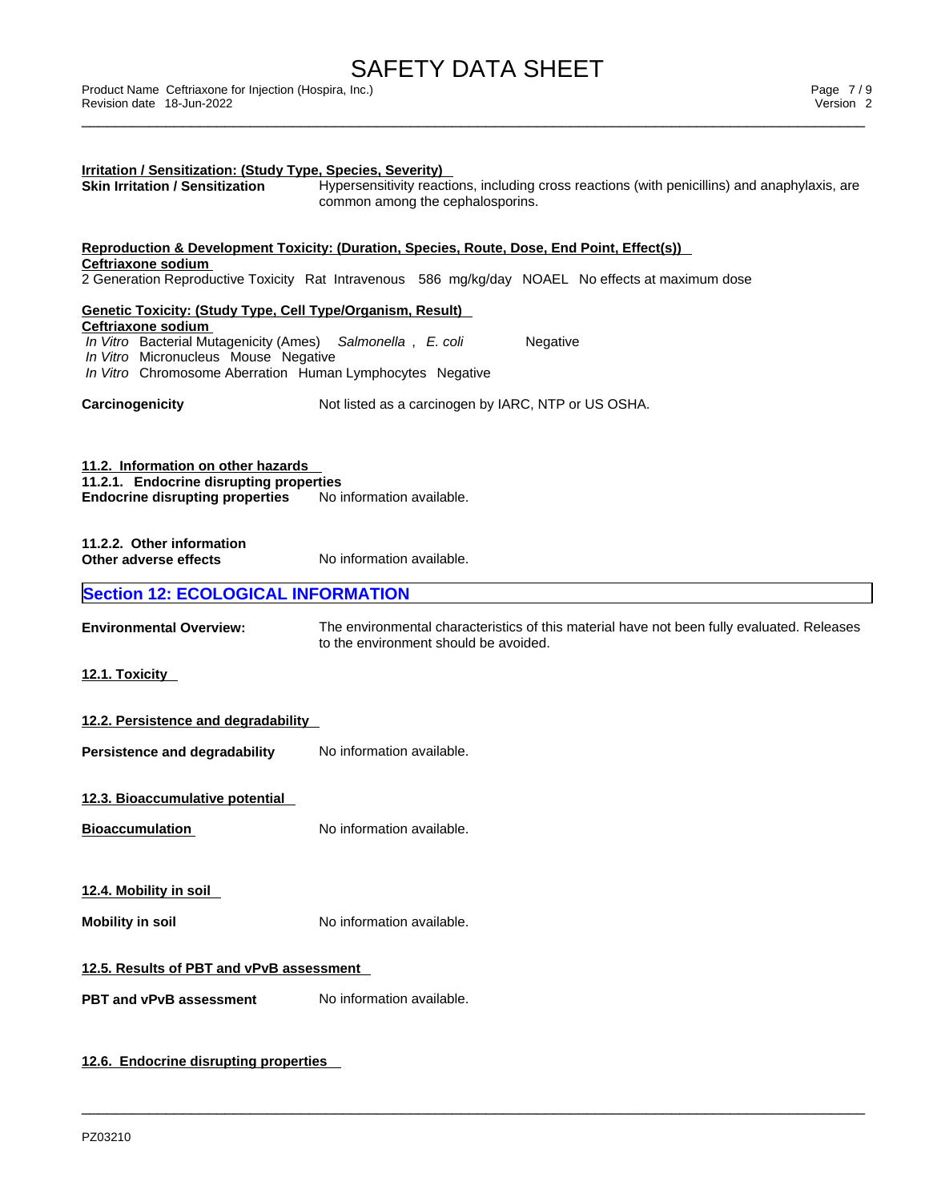**Irritation / Sensitization: (Study Type, Species, Severity)**

**Skin Irritation / Sensitization** Hypersensitivity reactions, including cross reactions (with penicillins) and anaphylaxis, are common among the cephalosporins.

**Reproduction & Development Toxicity: (Duration, Species, Route, Dose, End Point, Effect(s))**

**Ceftriaxone sodium**

2 Generation Reproductive Toxicity Rat Intravenous 586 mg/kg/day NOAEL No effects at maximum dose

**Genetic Toxicity: (Study Type, Cell Type/Organism, Result)**

**Ceftriaxone sodium**

*In Vitro* Bacterial Mutagenicity (Ames) *Salmonella* , *E. coli* Negative
*In Vitro* Micronucleus Mouse Negative
*In Vitro* Chromosome Aberration Human Lymphocytes Negative

**Carcinogenicity** Not listed as a carcinogen by IARC, NTP or US OSHA.

**11.2. Information on other hazards**

**11.2.1. Endocrine disrupting properties**

**Endocrine disrupting properties** No information available.

**11.2.2. Other information**

**Other adverse effects** No information available.

## Section 12: ECOLOGICAL INFORMATION

**Environmental Overview:** The environmental characteristics of this material have not been fully evaluated. Releases to the environment should be avoided.

**12.1. Toxicity**

**12.2. Persistence and degradability**

**Persistence and degradability** No information available.

**12.3. Bioaccumulative potential**

**Bioaccumulation** No information available.

**12.4. Mobility in soil**

**Mobility in soil** No information available.

**12.5. Results of PBT and vPvB assessment**

**PBT and vPvB assessment** No information available.

**12.6. Endocrine disrupting properties**

PZ03210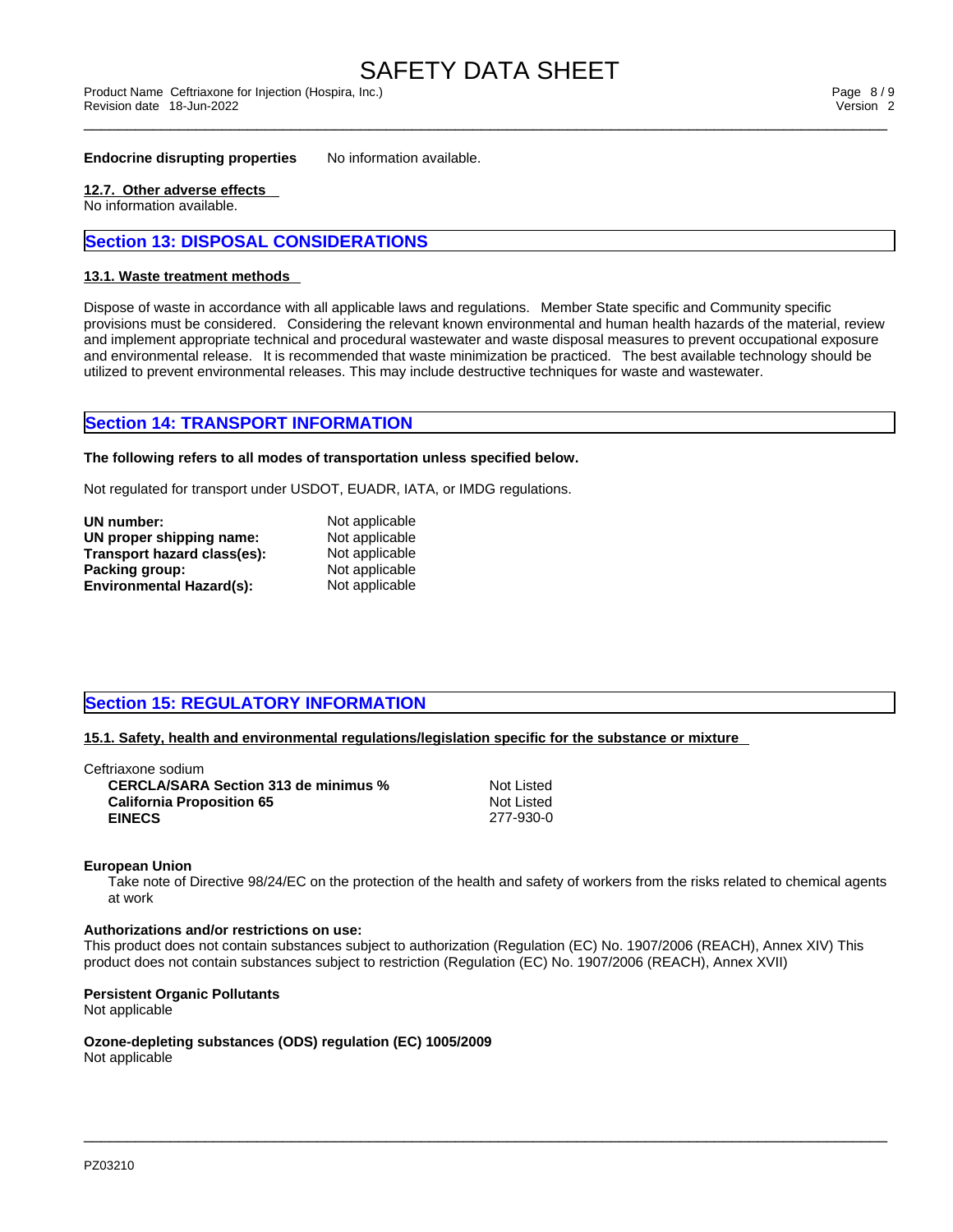**Endocrine disrupting properties** No information available.

**12.7. Other adverse effects**

No information available.

## Section 13: DISPOSAL CONSIDERATIONS

**13.1. Waste treatment methods**

Dispose of waste in accordance with all applicable laws and regulations. Member State specific and Community specific provisions must be considered. Considering the relevant known environmental and human health hazards of the material, review and implement appropriate technical and procedural wastewater and waste disposal measures to prevent occupational exposure and environmental release. It is recommended that waste minimization be practiced. The best available technology should be utilized to prevent environmental releases. This may include destructive techniques for waste and wastewater.

## Section 14: TRANSPORT INFORMATION

**The following refers to all modes of transportation unless specified below.**

Not regulated for transport under USDOT, EUADR, IATA, or IMDG regulations.

| | |
|---|---|
| **UN number:** | Not applicable |
| **UN proper shipping name:** | Not applicable |
| **Transport hazard class(es):** | Not applicable |
| **Packing group:** | Not applicable |
| **Environmental Hazard(s):** | Not applicable |

## Section 15: REGULATORY INFORMATION

**15.1. Safety, health and environmental regulations/legislation specific for the substance or mixture**

Ceftriaxone sodium

| | |
|---|---|
| **CERCLA/SARA Section 313 de minimus %** | Not Listed |
| **California Proposition 65** | Not Listed |
| **EINECS** | 277-930-0 |

**European Union**

Take note of Directive 98/24/EC on the protection of the health and safety of workers from the risks related to chemical agents at work

**Authorizations and/or restrictions on use:**

This product does not contain substances subject to authorization (Regulation (EC) No. 1907/2006 (REACH), Annex XIV) This product does not contain substances subject to restriction (Regulation (EC) No. 1907/2006 (REACH), Annex XVII)

**Persistent Organic Pollutants**

Not applicable

**Ozone-depleting substances (ODS) regulation (EC) 1005/2009**

Not applicable

PZ03210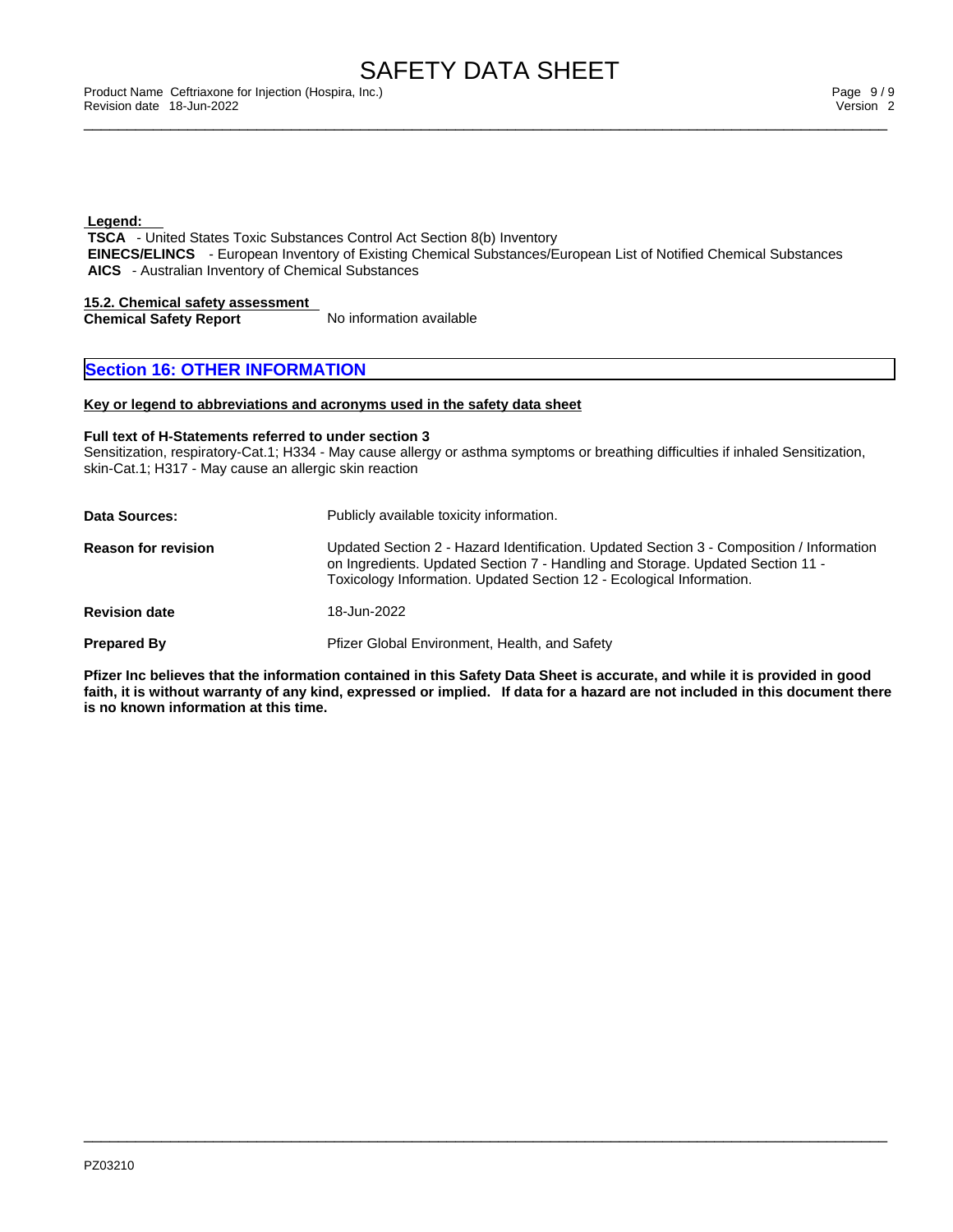**Legend:**

**TSCA** - United States Toxic Substances Control Act Section 8(b) Inventory
**EINECS/ELINCS** - European Inventory of Existing Chemical Substances/European List of Notified Chemical Substances
**AICS** - Australian Inventory of Chemical Substances

**15.2. Chemical safety assessment**

**Chemical Safety Report** No information available

## Section 16: OTHER INFORMATION

**Key or legend to abbreviations and acronyms used in the safety data sheet**

**Full text of H-Statements referred to under section 3**

Sensitization, respiratory-Cat.1; H334 - May cause allergy or asthma symptoms or breathing difficulties if inhaled Sensitization, skin-Cat.1; H317 - May cause an allergic skin reaction

**Data Sources:** Publicly available toxicity information.

**Reason for revision** Updated Section 2 - Hazard Identification. Updated Section 3 - Composition / Information on Ingredients. Updated Section 7 - Handling and Storage. Updated Section 11 - Toxicology Information. Updated Section 12 - Ecological Information.

**Revision date** 18-Jun-2022

**Prepared By** Pfizer Global Environment, Health, and Safety

**Pfizer Inc believes that the information contained in this Safety Data Sheet is accurate, and while it is provided in good faith, it is without warranty of any kind, expressed or implied. If data for a hazard are not included in this document there is no known information at this time.**

PZ03210